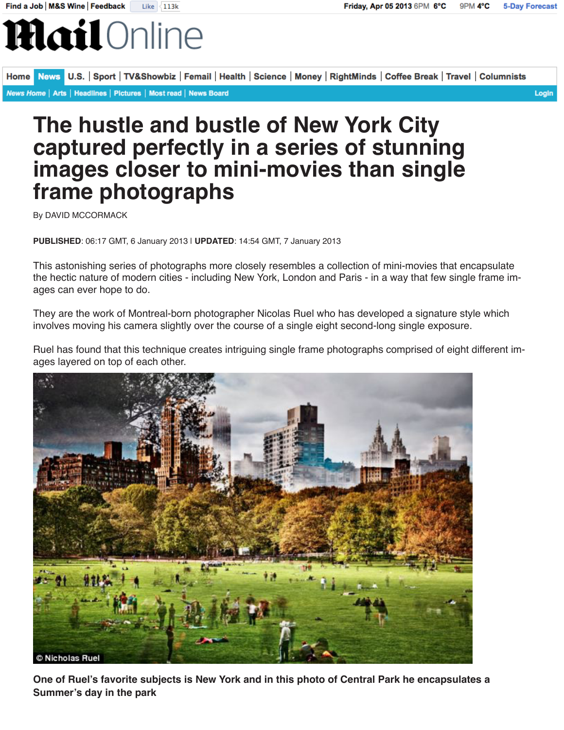# The hustle and bustle of New York City captured perfectly in a series of stunning images closer to mini-movies than single frame photographs

By DAVID MCCORMACK

**PUBLISHED**: 06:17 GMT, 6 January 2013 | **UPDATED**: 14:54 GMT, 7 January 2013

This astonishing series of photographs more closely resembles a collection of mini-movies that encapsulate the hectic nature of modern cities - including New York, London and Paris - in a way that few single frame images can ever hope to do.

They are the work of Montreal-born photographer Nicolas Ruel who has developed a signature style which involves moving his camera slightly over the course of a single eight second-long single exposure.

Ruel has found that this technique creates intriguing single frame photographs comprised of eight different images layered on top of each other.

© Nicholas Ruel

**One of Ruel's favorite subjects is New York and in this photo of Central Park he encapsulates a Summer's day in the park**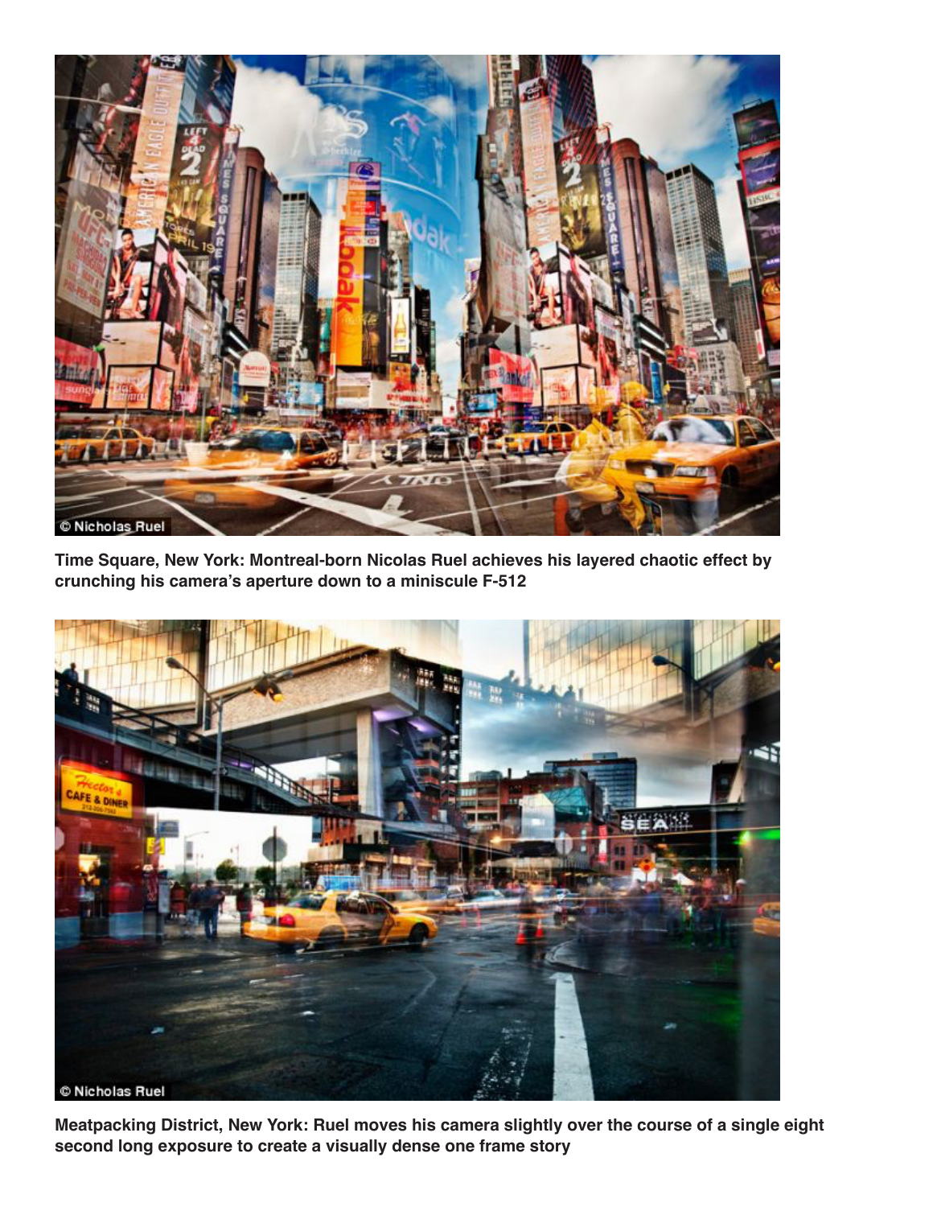Time Square, New York: Montreal-born Nicolas Ruel achieves his layered chaotic effect by crunching his camera's aperture down to a miniscule F-512

Meatpacking District, New York: Ruel moves his camera slightly over the course of a single eight second long exposure to create a visually dense one frame story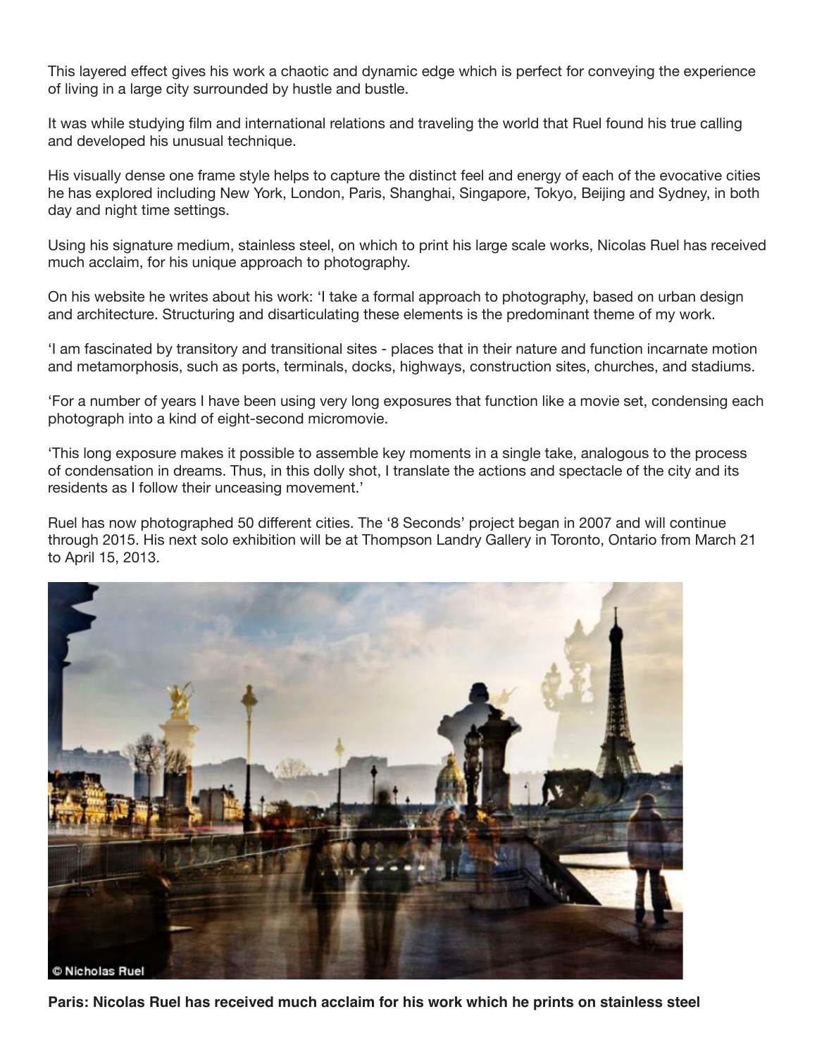This layered effect gives his work a chaotic and dynamic edge which is perfect for conveying the experience of living in a large city surrounded by hustle and bustle.

It was while studying film and international relations and traveling the world that Ruel found his true calling and developed his unusual technique.

His visually dense one frame style helps to capture the distinct feel and energy of each of the evocative cities he has explored including New York, London, Paris, Shanghai, Singapore, Tokyo, Beijing and Sydney, in both day and night time settings.

Using his signature medium, stainless steel, on which to print his large scale works, Nicolas Ruel has received much acclaim, for his unique approach to photography.

On his website he writes about his work: 'I take a formal approach to photography, based on urban design and architecture. Structuring and disarticulating these elements is the predominant theme of my work.

'I am fascinated by transitory and transitional sites - places that in their nature and function incarnate motion and metamorphosis, such as ports, terminals, docks, highways, construction sites, churches, and stadiums.

'For a number of years I have been using very long exposures that function like a movie set, condensing each photograph into a kind of eight-second micromovie.

'This long exposure makes it possible to assemble key moments in a single take, analogous to the process of condensation in dreams. Thus, in this dolly shot, I translate the actions and spectacle of the city and its residents as I follow their unceasing movement.'

Ruel has now photographed 50 different cities. The '8 Seconds' project began in 2007 and will continue through 2015. His next solo exhibition will be at Thompson Landry Gallery in Toronto, Ontario from March 21 to April 15, 2013.

© Nicholas Ruel

**Paris: Nicolas Ruel has received much acclaim for his work which he prints on stainless steel**